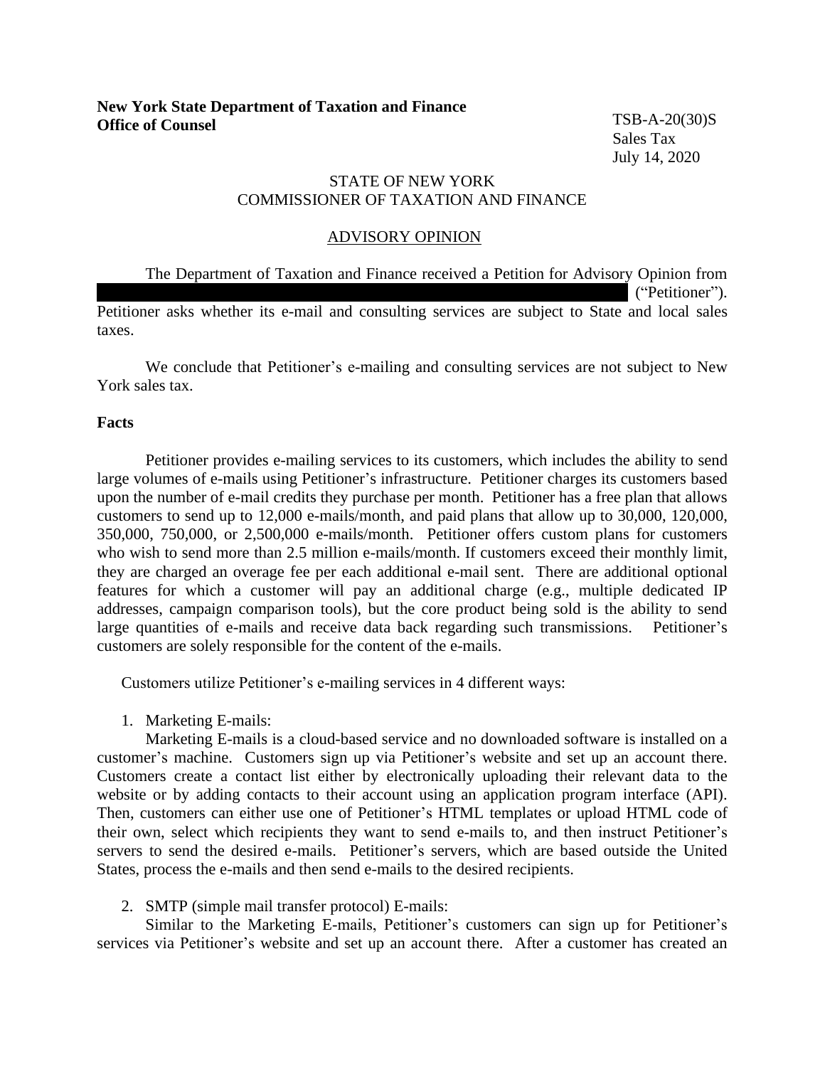**New York State Department of Taxation and Finance**
**Office of Counsel**

TSB-A-20(30)S
Sales Tax
July 14, 2020

STATE OF NEW YORK
COMMISSIONER OF TAXATION AND FINANCE

ADVISORY OPINION

The Department of Taxation and Finance received a Petition for Advisory Opinion from ("Petitioner"). Petitioner asks whether its e-mail and consulting services are subject to State and local sales taxes.

We conclude that Petitioner's e-mailing and consulting services are not subject to New York sales tax.

### Facts

Petitioner provides e-mailing services to its customers, which includes the ability to send large volumes of e-mails using Petitioner's infrastructure. Petitioner charges its customers based upon the number of e-mail credits they purchase per month. Petitioner has a free plan that allows customers to send up to 12,000 e-mails/month, and paid plans that allow up to 30,000, 120,000, 350,000, 750,000, or 2,500,000 e-mails/month. Petitioner offers custom plans for customers who wish to send more than 2.5 million e-mails/month. If customers exceed their monthly limit, they are charged an overage fee per each additional e-mail sent. There are additional optional features for which a customer will pay an additional charge (e.g., multiple dedicated IP addresses, campaign comparison tools), but the core product being sold is the ability to send large quantities of e-mails and receive data back regarding such transmissions. Petitioner's customers are solely responsible for the content of the e-mails.

Customers utilize Petitioner's e-mailing services in 4 different ways:

1. Marketing E-mails:

   Marketing E-mails is a cloud-based service and no downloaded software is installed on a customer's machine. Customers sign up via Petitioner's website and set up an account there. Customers create a contact list either by electronically uploading their relevant data to the website or by adding contacts to their account using an application program interface (API). Then, customers can either use one of Petitioner's HTML templates or upload HTML code of their own, select which recipients they want to send e-mails to, and then instruct Petitioner's servers to send the desired e-mails. Petitioner's servers, which are based outside the United States, process the e-mails and then send e-mails to the desired recipients.

2. SMTP (simple mail transfer protocol) E-mails:

   Similar to the Marketing E-mails, Petitioner's customers can sign up for Petitioner's services via Petitioner's website and set up an account there. After a customer has created an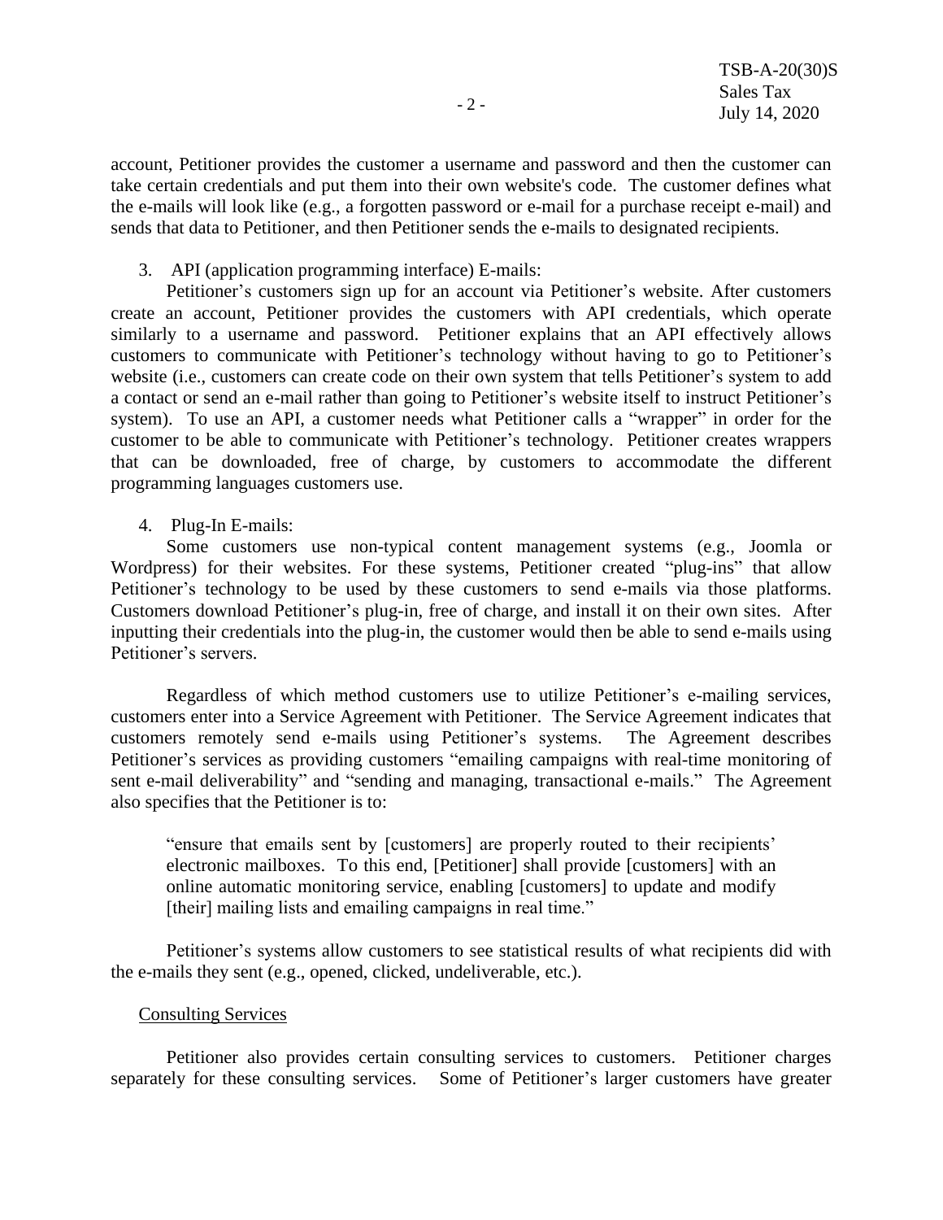account, Petitioner provides the customer a username and password and then the customer can take certain credentials and put them into their own website's code. The customer defines what the e-mails will look like (e.g., a forgotten password or e-mail for a purchase receipt e-mail) and sends that data to Petitioner, and then Petitioner sends the e-mails to designated recipients.

3. API (application programming interface) E-mails:

Petitioner's customers sign up for an account via Petitioner's website. After customers create an account, Petitioner provides the customers with API credentials, which operate similarly to a username and password. Petitioner explains that an API effectively allows customers to communicate with Petitioner's technology without having to go to Petitioner's website (i.e., customers can create code on their own system that tells Petitioner's system to add a contact or send an e-mail rather than going to Petitioner's website itself to instruct Petitioner's system). To use an API, a customer needs what Petitioner calls a "wrapper" in order for the customer to be able to communicate with Petitioner's technology. Petitioner creates wrappers that can be downloaded, free of charge, by customers to accommodate the different programming languages customers use.

4. Plug-In E-mails:

Some customers use non-typical content management systems (e.g., Joomla or Wordpress) for their websites. For these systems, Petitioner created "plug-ins" that allow Petitioner's technology to be used by these customers to send e-mails via those platforms. Customers download Petitioner's plug-in, free of charge, and install it on their own sites. After inputting their credentials into the plug-in, the customer would then be able to send e-mails using Petitioner's servers.

Regardless of which method customers use to utilize Petitioner's e-mailing services, customers enter into a Service Agreement with Petitioner. The Service Agreement indicates that customers remotely send e-mails using Petitioner's systems. The Agreement describes Petitioner's services as providing customers "emailing campaigns with real-time monitoring of sent e-mail deliverability" and "sending and managing, transactional e-mails." The Agreement also specifies that the Petitioner is to:

> "ensure that emails sent by [customers] are properly routed to their recipients' electronic mailboxes. To this end, [Petitioner] shall provide [customers] with an online automatic monitoring service, enabling [customers] to update and modify [their] mailing lists and emailing campaigns in real time."

Petitioner's systems allow customers to see statistical results of what recipients did with the e-mails they sent (e.g., opened, clicked, undeliverable, etc.).

Consulting Services

Petitioner also provides certain consulting services to customers. Petitioner charges separately for these consulting services. Some of Petitioner's larger customers have greater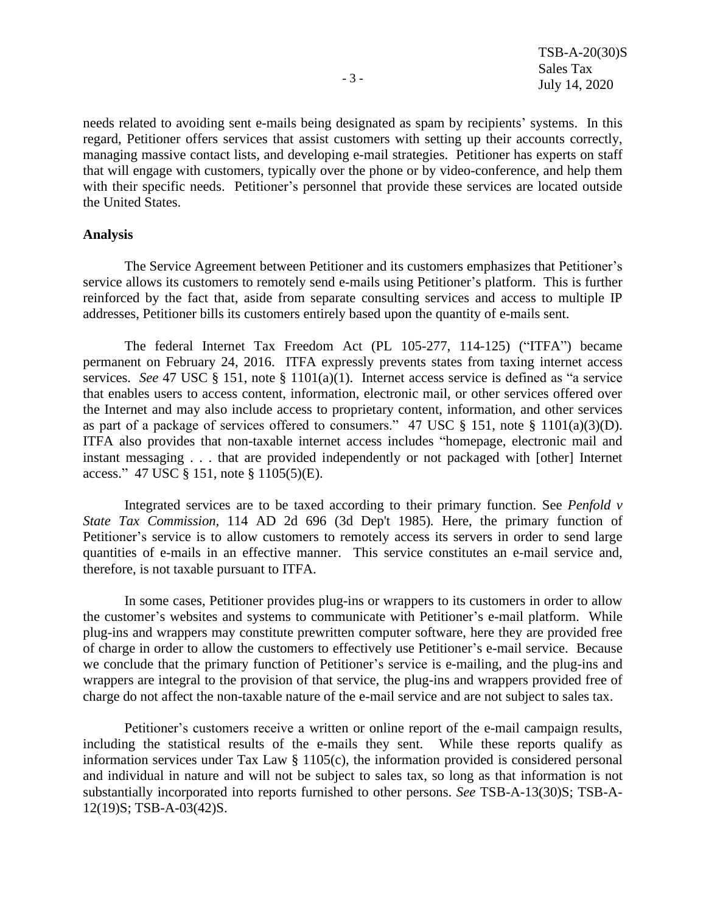needs related to avoiding sent e-mails being designated as spam by recipients' systems. In this regard, Petitioner offers services that assist customers with setting up their accounts correctly, managing massive contact lists, and developing e-mail strategies. Petitioner has experts on staff that will engage with customers, typically over the phone or by video-conference, and help them with their specific needs. Petitioner's personnel that provide these services are located outside the United States.

**Analysis**

The Service Agreement between Petitioner and its customers emphasizes that Petitioner's service allows its customers to remotely send e-mails using Petitioner's platform. This is further reinforced by the fact that, aside from separate consulting services and access to multiple IP addresses, Petitioner bills its customers entirely based upon the quantity of e-mails sent.

The federal Internet Tax Freedom Act (PL 105-277, 114-125) ("ITFA") became permanent on February 24, 2016. ITFA expressly prevents states from taxing internet access services. *See* 47 USC § 151, note § 1101(a)(1). Internet access service is defined as "a service that enables users to access content, information, electronic mail, or other services offered over the Internet and may also include access to proprietary content, information, and other services as part of a package of services offered to consumers." 47 USC § 151, note § 1101(a)(3)(D). ITFA also provides that non-taxable internet access includes "homepage, electronic mail and instant messaging . . . that are provided independently or not packaged with [other] Internet access." 47 USC § 151, note § 1105(5)(E).

Integrated services are to be taxed according to their primary function. See *Penfold v State Tax Commission*, 114 AD 2d 696 (3d Dep't 1985). Here, the primary function of Petitioner's service is to allow customers to remotely access its servers in order to send large quantities of e-mails in an effective manner. This service constitutes an e-mail service and, therefore, is not taxable pursuant to ITFA.

In some cases, Petitioner provides plug-ins or wrappers to its customers in order to allow the customer's websites and systems to communicate with Petitioner's e-mail platform. While plug-ins and wrappers may constitute prewritten computer software, here they are provided free of charge in order to allow the customers to effectively use Petitioner's e-mail service. Because we conclude that the primary function of Petitioner's service is e-mailing, and the plug-ins and wrappers are integral to the provision of that service, the plug-ins and wrappers provided free of charge do not affect the non-taxable nature of the e-mail service and are not subject to sales tax.

Petitioner's customers receive a written or online report of the e-mail campaign results, including the statistical results of the e-mails they sent. While these reports qualify as information services under Tax Law § 1105(c), the information provided is considered personal and individual in nature and will not be subject to sales tax, so long as that information is not substantially incorporated into reports furnished to other persons. *See* TSB-A-13(30)S; TSB-A-12(19)S; TSB-A-03(42)S.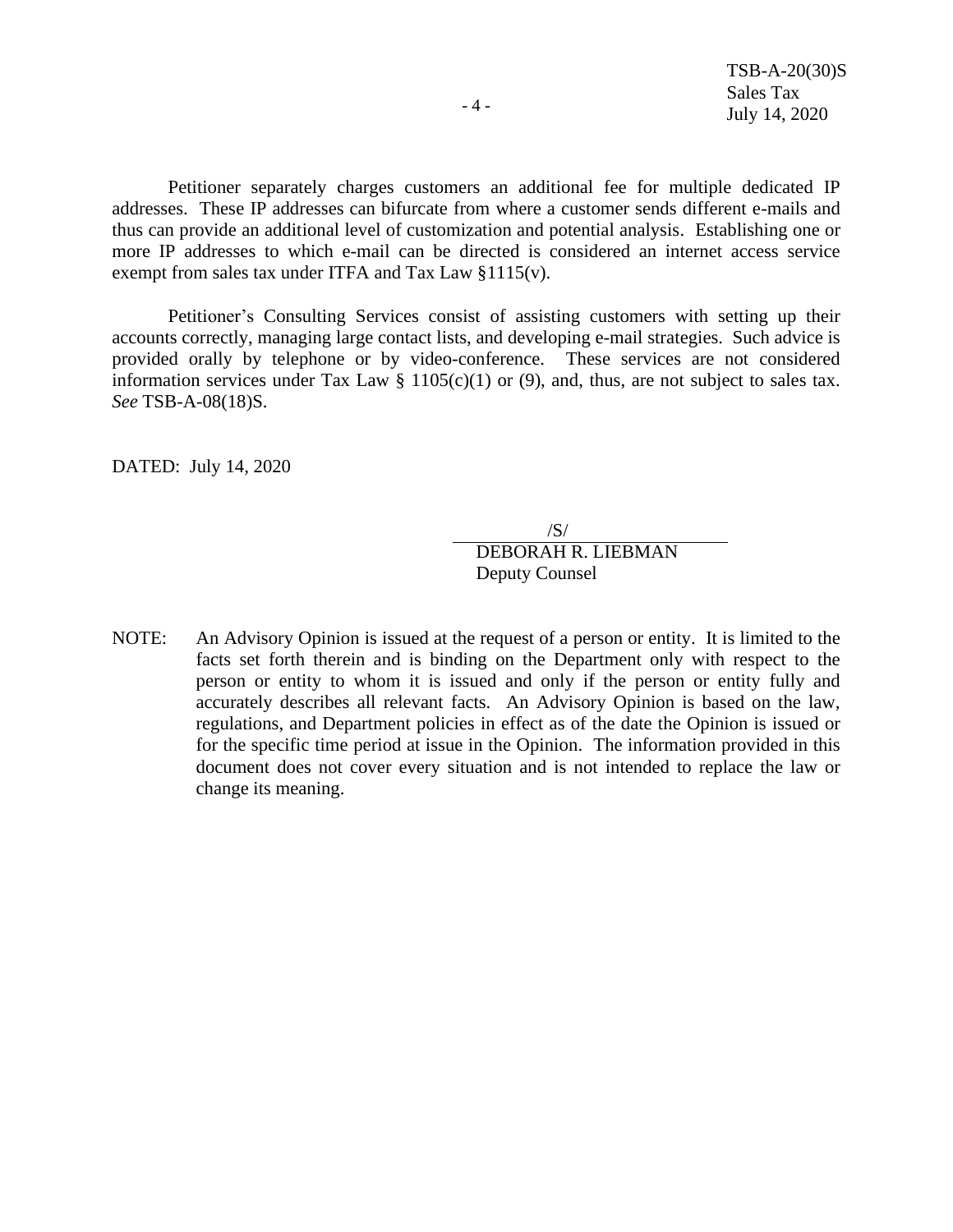Petitioner separately charges customers an additional fee for multiple dedicated IP addresses. These IP addresses can bifurcate from where a customer sends different e-mails and thus can provide an additional level of customization and potential analysis. Establishing one or more IP addresses to which e-mail can be directed is considered an internet access service exempt from sales tax under ITFA and Tax Law §1115(v).

Petitioner's Consulting Services consist of assisting customers with setting up their accounts correctly, managing large contact lists, and developing e-mail strategies. Such advice is provided orally by telephone or by video-conference. These services are not considered information services under Tax Law § 1105(c)(1) or (9), and, thus, are not subject to sales tax. *See* TSB-A-08(18)S.

DATED: July 14, 2020

/S/
DEBORAH R. LIEBMAN
Deputy Counsel

NOTE: An Advisory Opinion is issued at the request of a person or entity. It is limited to the facts set forth therein and is binding on the Department only with respect to the person or entity to whom it is issued and only if the person or entity fully and accurately describes all relevant facts. An Advisory Opinion is based on the law, regulations, and Department policies in effect as of the date the Opinion is issued or for the specific time period at issue in the Opinion. The information provided in this document does not cover every situation and is not intended to replace the law or change its meaning.